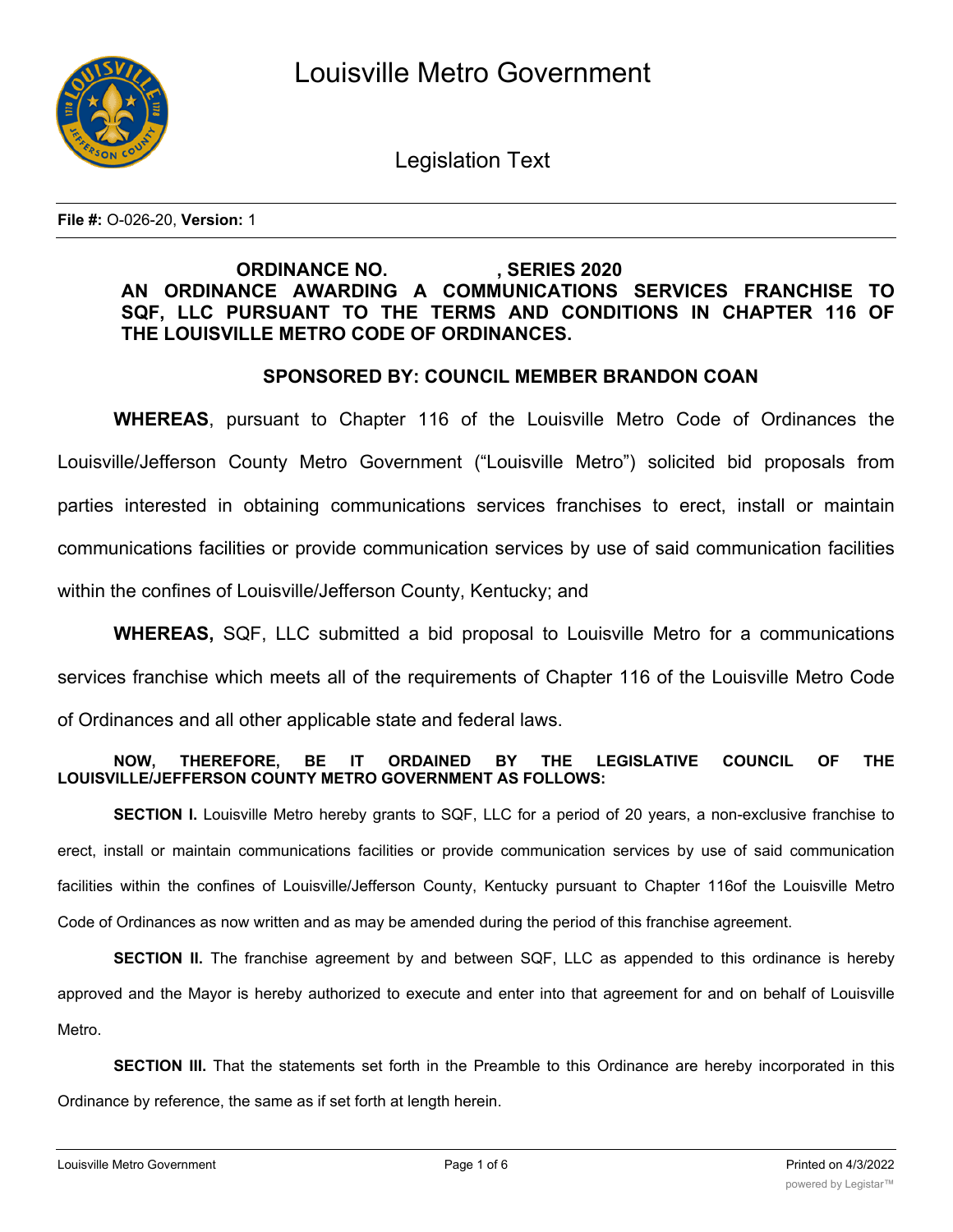# Louisville Metro Government

## Legislation Text

**File #:** O-026-20, **Version:** 1

**ORDINANCE NO. , SERIES 2020**

**AN ORDINANCE AWARDING A COMMUNICATIONS SERVICES FRANCHISE TO SQF, LLC PURSUANT TO THE TERMS AND CONDITIONS IN CHAPTER 116 OF THE LOUISVILLE METRO CODE OF ORDINANCES.**

**SPONSORED BY: COUNCIL MEMBER BRANDON COAN**

**WHEREAS**, pursuant to Chapter 116 of the Louisville Metro Code of Ordinances the Louisville/Jefferson County Metro Government ("Louisville Metro") solicited bid proposals from parties interested in obtaining communications services franchises to erect, install or maintain communications facilities or provide communication services by use of said communication facilities within the confines of Louisville/Jefferson County, Kentucky; and

**WHEREAS,** SQF, LLC submitted a bid proposal to Louisville Metro for a communications services franchise which meets all of the requirements of Chapter 116 of the Louisville Metro Code of Ordinances and all other applicable state and federal laws.

**NOW, THEREFORE, BE IT ORDAINED BY THE LEGISLATIVE COUNCIL OF THE LOUISVILLE/JEFFERSON COUNTY METRO GOVERNMENT AS FOLLOWS:**

**SECTION I.** Louisville Metro hereby grants to SQF, LLC for a period of 20 years, a non-exclusive franchise to erect, install or maintain communications facilities or provide communication services by use of said communication facilities within the confines of Louisville/Jefferson County, Kentucky pursuant to Chapter 116of the Louisville Metro Code of Ordinances as now written and as may be amended during the period of this franchise agreement.

**SECTION II.** The franchise agreement by and between SQF, LLC as appended to this ordinance is hereby approved and the Mayor is hereby authorized to execute and enter into that agreement for and on behalf of Louisville Metro.

**SECTION III.** That the statements set forth in the Preamble to this Ordinance are hereby incorporated in this Ordinance by reference, the same as if set forth at length herein.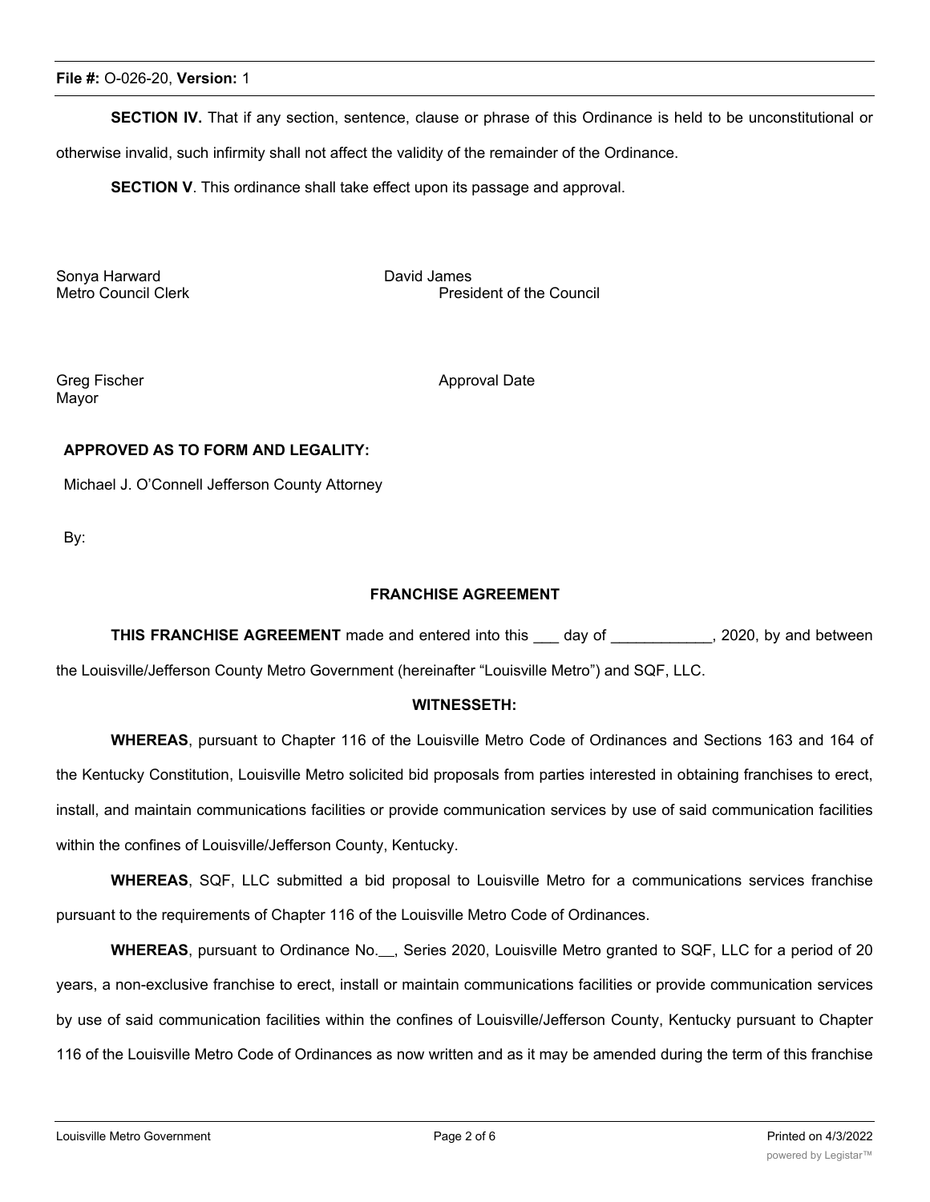**SECTION IV.** That if any section, sentence, clause or phrase of this Ordinance is held to be unconstitutional or otherwise invalid, such infirmity shall not affect the validity of the remainder of the Ordinance.

**SECTION V**. This ordinance shall take effect upon its passage and approval.

Sonya Harward
Metro Council Clerk

David James
President of the Council

Greg Fischer
Mayor

Approval Date

**APPROVED AS TO FORM AND LEGALITY:**

Michael J. O'Connell Jefferson County Attorney

By:

**FRANCHISE AGREEMENT**

**THIS FRANCHISE AGREEMENT** made and entered into this ___ day of ____________, 2020, by and between the Louisville/Jefferson County Metro Government (hereinafter "Louisville Metro") and SQF, LLC.

**WITNESSETH:**

**WHEREAS**, pursuant to Chapter 116 of the Louisville Metro Code of Ordinances and Sections 163 and 164 of the Kentucky Constitution, Louisville Metro solicited bid proposals from parties interested in obtaining franchises to erect, install, and maintain communications facilities or provide communication services by use of said communication facilities within the confines of Louisville/Jefferson County, Kentucky.

**WHEREAS**, SQF, LLC submitted a bid proposal to Louisville Metro for a communications services franchise pursuant to the requirements of Chapter 116 of the Louisville Metro Code of Ordinances.

**WHEREAS**, pursuant to Ordinance No.__, Series 2020, Louisville Metro granted to SQF, LLC for a period of 20 years, a non-exclusive franchise to erect, install or maintain communications facilities or provide communication services by use of said communication facilities within the confines of Louisville/Jefferson County, Kentucky pursuant to Chapter 116 of the Louisville Metro Code of Ordinances as now written and as it may be amended during the term of this franchise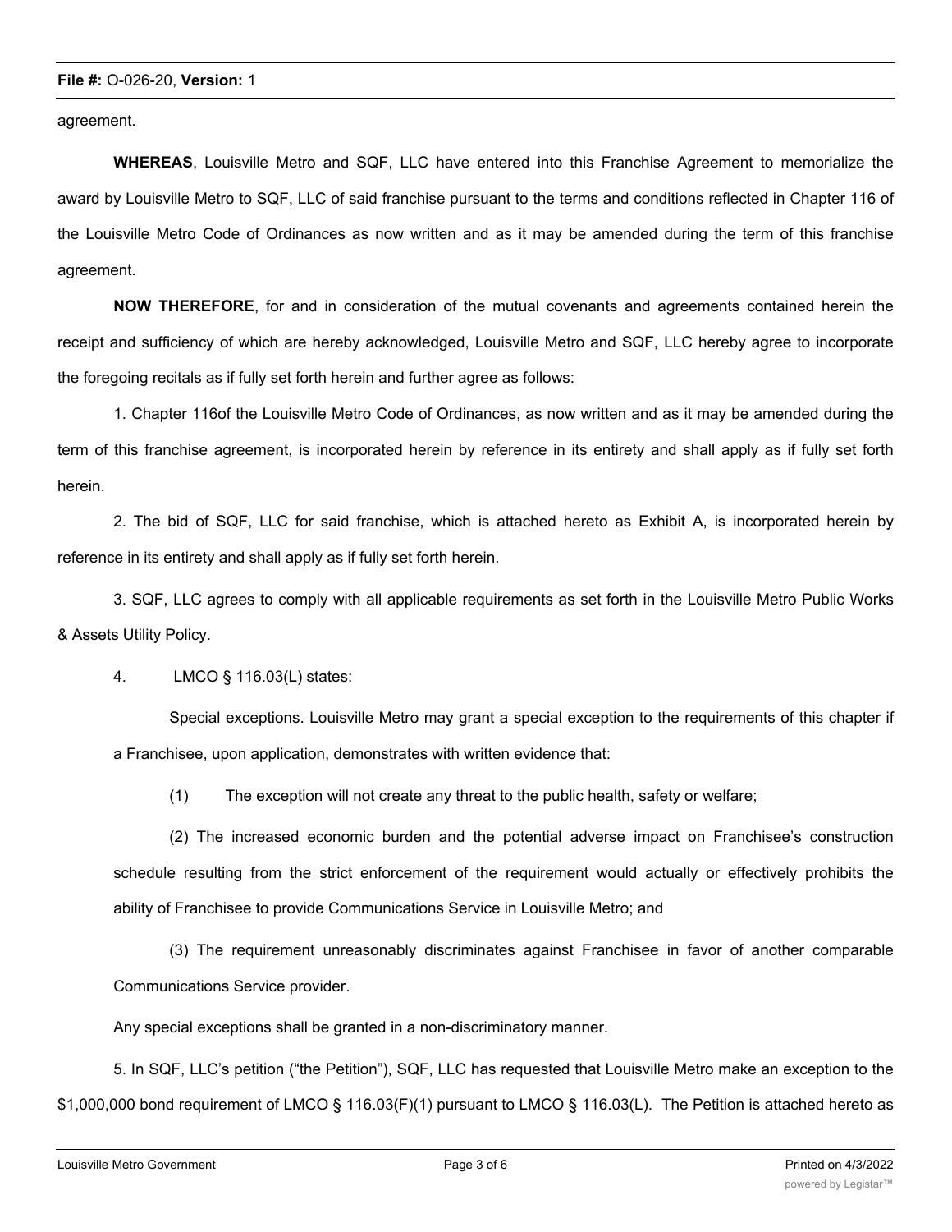agreement.

**WHEREAS**, Louisville Metro and SQF, LLC have entered into this Franchise Agreement to memorialize the award by Louisville Metro to SQF, LLC of said franchise pursuant to the terms and conditions reflected in Chapter 116 of the Louisville Metro Code of Ordinances as now written and as it may be amended during the term of this franchise agreement.

**NOW THEREFORE**, for and in consideration of the mutual covenants and agreements contained herein the receipt and sufficiency of which are hereby acknowledged, Louisville Metro and SQF, LLC hereby agree to incorporate the foregoing recitals as if fully set forth herein and further agree as follows:

1. Chapter 116of the Louisville Metro Code of Ordinances, as now written and as it may be amended during the term of this franchise agreement, is incorporated herein by reference in its entirety and shall apply as if fully set forth herein.

2. The bid of SQF, LLC for said franchise, which is attached hereto as Exhibit A, is incorporated herein by reference in its entirety and shall apply as if fully set forth herein.

3. SQF, LLC agrees to comply with all applicable requirements as set forth in the Louisville Metro Public Works & Assets Utility Policy.

4. LMCO § 116.03(L) states:

> Special exceptions. Louisville Metro may grant a special exception to the requirements of this chapter if a Franchisee, upon application, demonstrates with written evidence that:
>
> (1) The exception will not create any threat to the public health, safety or welfare;
>
> (2) The increased economic burden and the potential adverse impact on Franchisee's construction schedule resulting from the strict enforcement of the requirement would actually or effectively prohibits the ability of Franchisee to provide Communications Service in Louisville Metro; and
>
> (3) The requirement unreasonably discriminates against Franchisee in favor of another comparable Communications Service provider.
>
> Any special exceptions shall be granted in a non-discriminatory manner.

5. In SQF, LLC's petition ("the Petition"), SQF, LLC has requested that Louisville Metro make an exception to the $1,000,000 bond requirement of LMCO § 116.03(F)(1) pursuant to LMCO § 116.03(L). The Petition is attached hereto as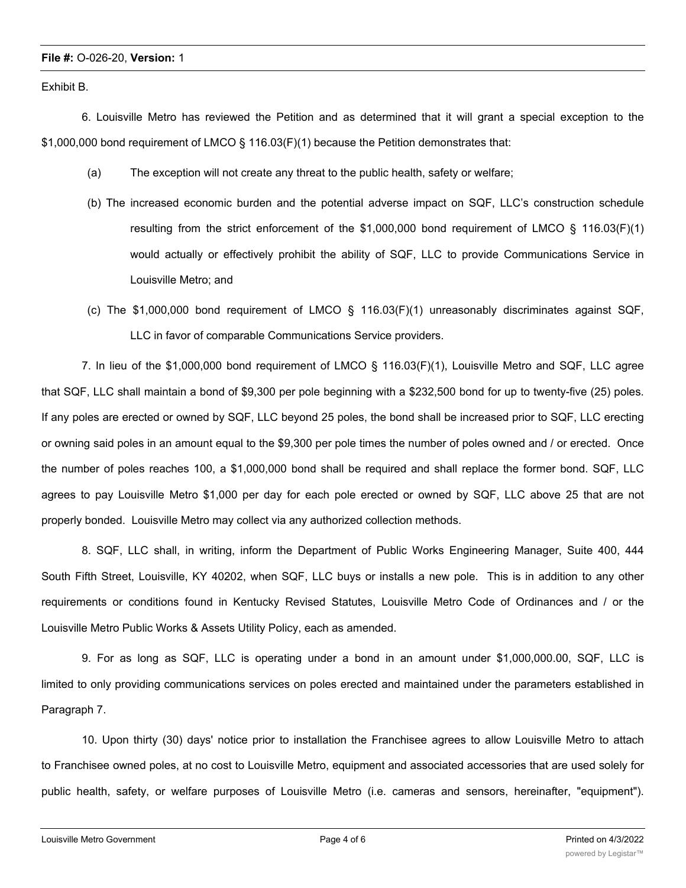Exhibit B.

6. Louisville Metro has reviewed the Petition and as determined that it will grant a special exception to the $1,000,000 bond requirement of LMCO § 116.03(F)(1) because the Petition demonstrates that:

(a) The exception will not create any threat to the public health, safety or welfare;

(b) The increased economic burden and the potential adverse impact on SQF, LLC's construction schedule resulting from the strict enforcement of the $1,000,000 bond requirement of LMCO § 116.03(F)(1) would actually or effectively prohibit the ability of SQF, LLC to provide Communications Service in Louisville Metro; and

(c) The $1,000,000 bond requirement of LMCO § 116.03(F)(1) unreasonably discriminates against SQF, LLC in favor of comparable Communications Service providers.

7. In lieu of the $1,000,000 bond requirement of LMCO § 116.03(F)(1), Louisville Metro and SQF, LLC agree that SQF, LLC shall maintain a bond of $9,300 per pole beginning with a $232,500 bond for up to twenty-five (25) poles. If any poles are erected or owned by SQF, LLC beyond 25 poles, the bond shall be increased prior to SQF, LLC erecting or owning said poles in an amount equal to the $9,300 per pole times the number of poles owned and / or erected. Once the number of poles reaches 100, a $1,000,000 bond shall be required and shall replace the former bond. SQF, LLC agrees to pay Louisville Metro $1,000 per day for each pole erected or owned by SQF, LLC above 25 that are not properly bonded. Louisville Metro may collect via any authorized collection methods.

8. SQF, LLC shall, in writing, inform the Department of Public Works Engineering Manager, Suite 400, 444 South Fifth Street, Louisville, KY 40202, when SQF, LLC buys or installs a new pole. This is in addition to any other requirements or conditions found in Kentucky Revised Statutes, Louisville Metro Code of Ordinances and / or the Louisville Metro Public Works & Assets Utility Policy, each as amended.

9. For as long as SQF, LLC is operating under a bond in an amount under $1,000,000.00, SQF, LLC is limited to only providing communications services on poles erected and maintained under the parameters established in Paragraph 7.

10. Upon thirty (30) days' notice prior to installation the Franchisee agrees to allow Louisville Metro to attach to Franchisee owned poles, at no cost to Louisville Metro, equipment and associated accessories that are used solely for public health, safety, or welfare purposes of Louisville Metro (i.e. cameras and sensors, hereinafter, "equipment").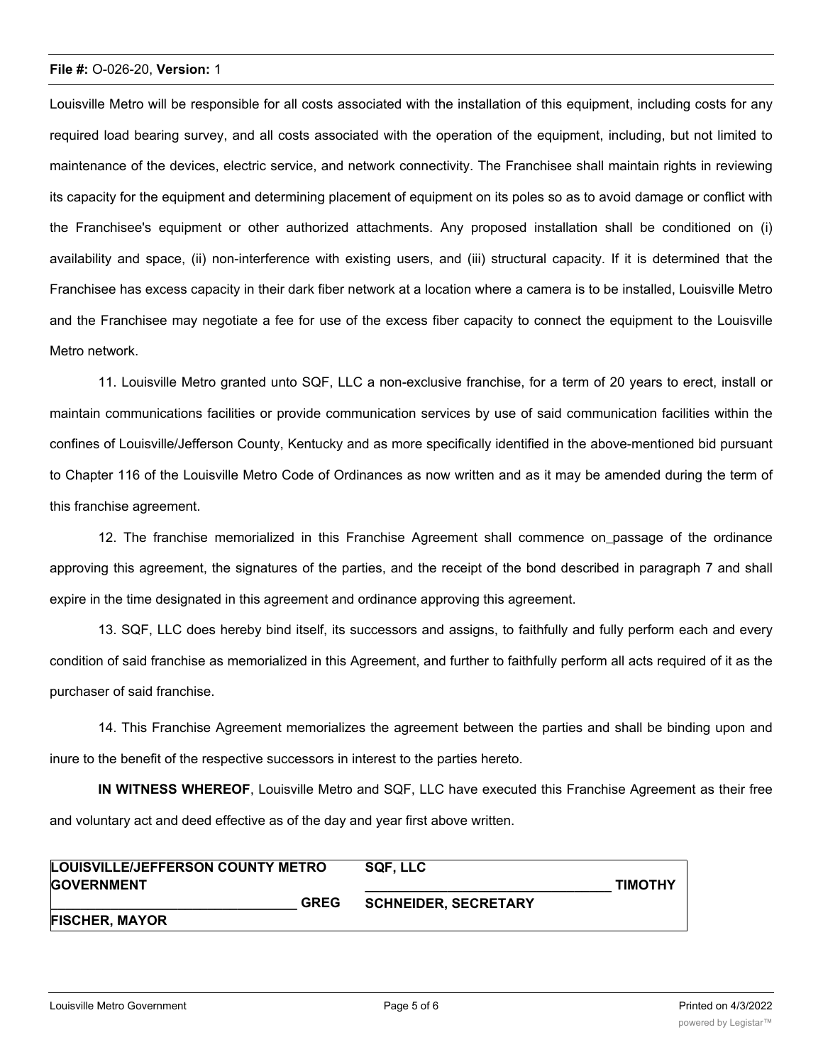Louisville Metro will be responsible for all costs associated with the installation of this equipment, including costs for any required load bearing survey, and all costs associated with the operation of the equipment, including, but not limited to maintenance of the devices, electric service, and network connectivity. The Franchisee shall maintain rights in reviewing its capacity for the equipment and determining placement of equipment on its poles so as to avoid damage or conflict with the Franchisee's equipment or other authorized attachments. Any proposed installation shall be conditioned on (i) availability and space, (ii) non-interference with existing users, and (iii) structural capacity. If it is determined that the Franchisee has excess capacity in their dark fiber network at a location where a camera is to be installed, Louisville Metro and the Franchisee may negotiate a fee for use of the excess fiber capacity to connect the equipment to the Louisville Metro network.

11. Louisville Metro granted unto SQF, LLC a non-exclusive franchise, for a term of 20 years to erect, install or maintain communications facilities or provide communication services by use of said communication facilities within the confines of Louisville/Jefferson County, Kentucky and as more specifically identified in the above-mentioned bid pursuant to Chapter 116 of the Louisville Metro Code of Ordinances as now written and as it may be amended during the term of this franchise agreement.

12. The franchise memorialized in this Franchise Agreement shall commence on_passage of the ordinance approving this agreement, the signatures of the parties, and the receipt of the bond described in paragraph 7 and shall expire in the time designated in this agreement and ordinance approving this agreement.

13. SQF, LLC does hereby bind itself, its successors and assigns, to faithfully and fully perform each and every condition of said franchise as memorialized in this Agreement, and further to faithfully perform all acts required of it as the purchaser of said franchise.

14. This Franchise Agreement memorializes the agreement between the parties and shall be binding upon and inure to the benefit of the respective successors in interest to the parties hereto.

**IN WITNESS WHEREOF**, Louisville Metro and SQF, LLC have executed this Franchise Agreement as their free and voluntary act and deed effective as of the day and year first above written.

| **LOUISVILLE/JEFFERSON COUNTY METRO GOVERNMENT** | **SQF, LLC** |
| --- | --- |
| ________________________________ **GREG FISCHER, MAYOR** | ________________________________ **TIMOTHY SCHNEIDER, SECRETARY** |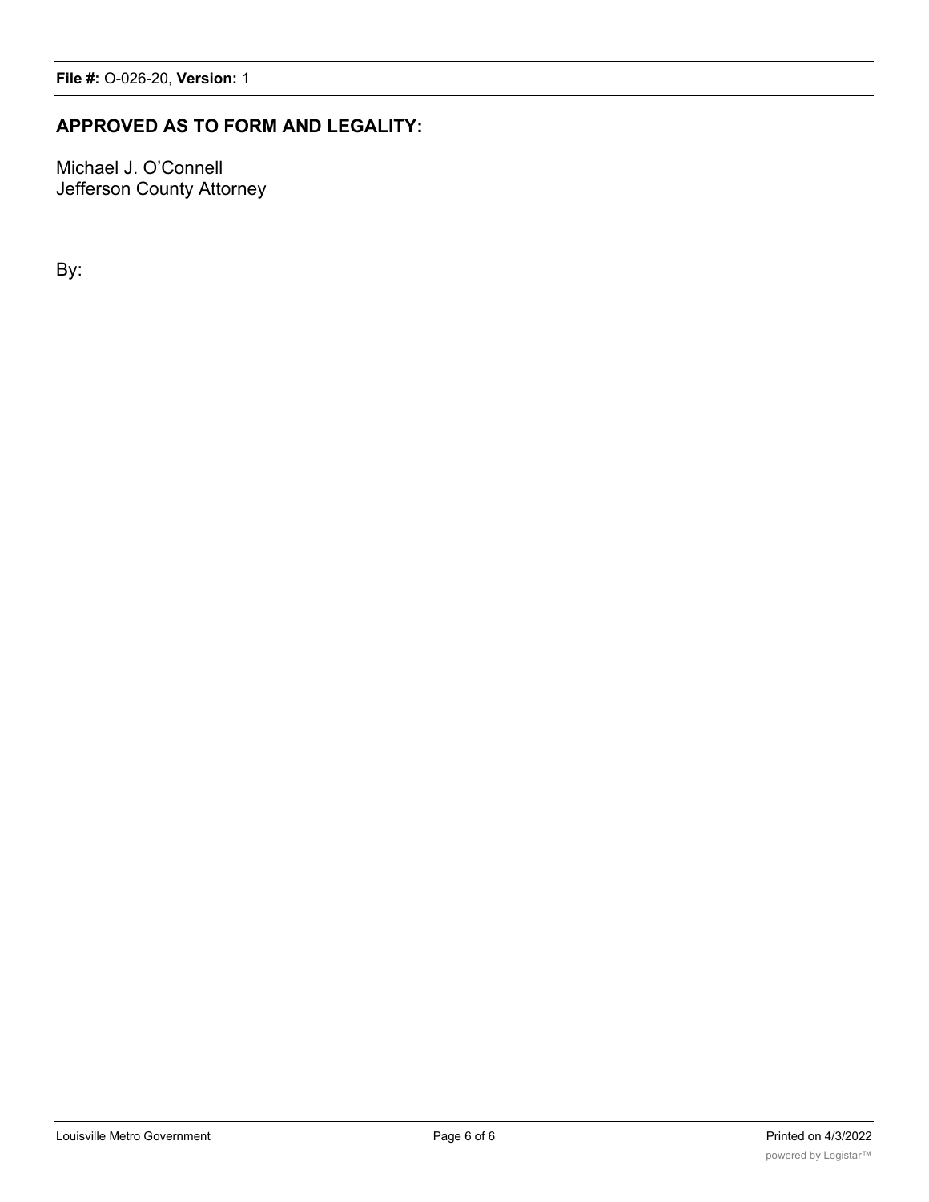**APPROVED AS TO FORM AND LEGALITY:**

Michael J. O'Connell
Jefferson County Attorney

By: